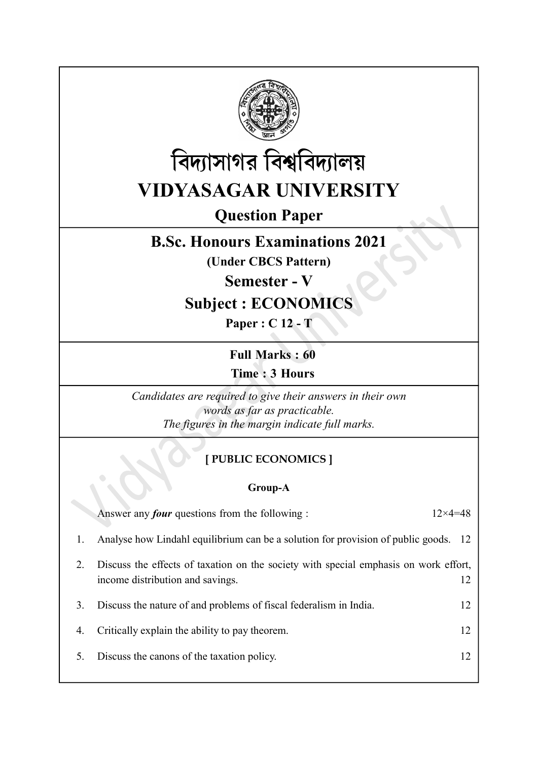# বিদ্যাসাগর বিশ্ববিদ্যালয়

# VIDYASAGAR UNIVERSITY

## Question Paper

## B.Sc. Honours Examinations 2021

**(Under CBCS Pattern)**

## Semester - V

## Subject : ECONOMICS

**Paper : C 12 - T**

**Full Marks : 60**

**Time : 3 Hours**

*Candidates are required to give their answers in their own words as far as practicable.*
*The figures in the margin indicate full marks.*

**[ PUBLIC ECONOMICS ]**

**Group-A**

Answer any ***four*** questions from the following : 12×4=48

1. Analyse how Lindahl equilibrium can be a solution for provision of public goods. 12

2. Discuss the effects of taxation on the society with special emphasis on work effort, income distribution and savings. 12

3. Discuss the nature of and problems of fiscal federalism in India. 12

4. Critically explain the ability to pay theorem. 12

5. Discuss the canons of the taxation policy. 12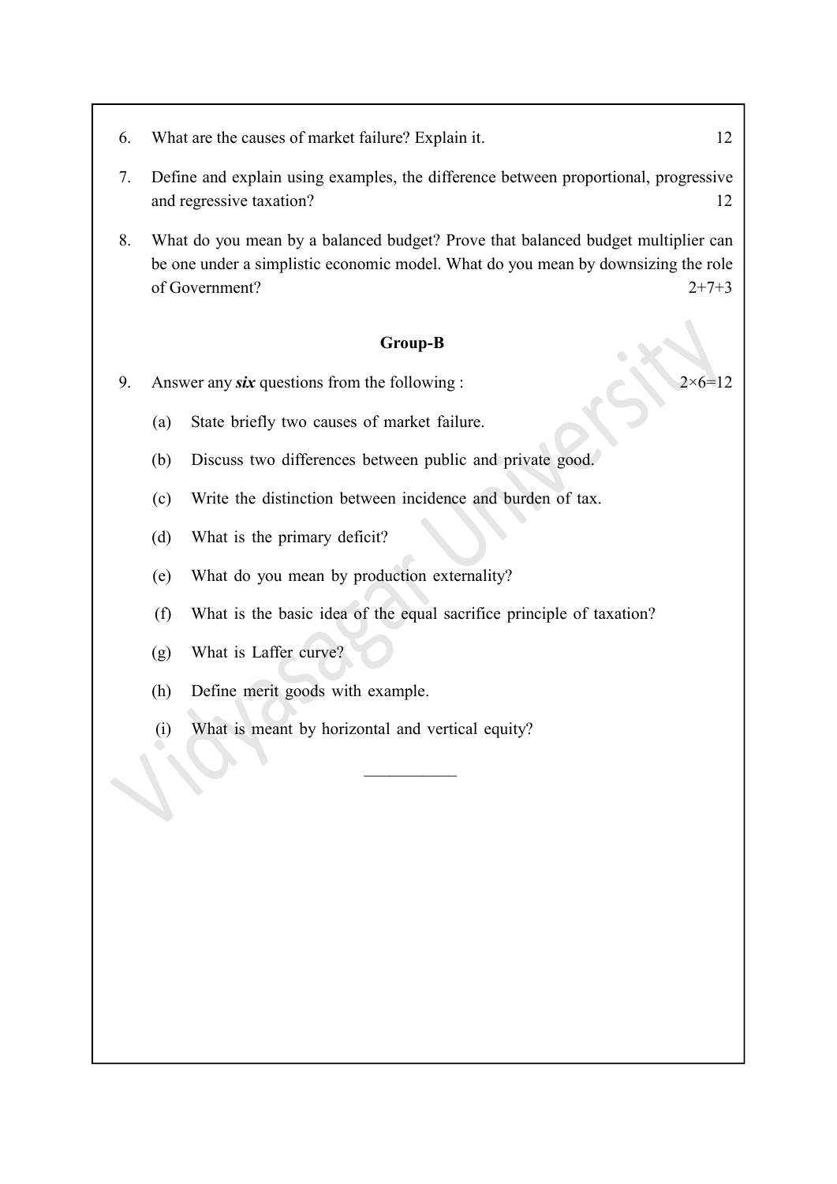6. What are the causes of market failure? Explain it. 12

7. Define and explain using examples, the difference between proportional, progressive and regressive taxation? 12

8. What do you mean by a balanced budget? Prove that balanced budget multiplier can be one under a simplistic economic model. What do you mean by downsizing the role of Government? 2+7+3

## Group-B

9. Answer any ***six*** questions from the following : 2×6=12

   (a) State briefly two causes of market failure.

   (b) Discuss two differences between public and private good.

   (c) Write the distinction between incidence and burden of tax.

   (d) What is the primary deficit?

   (e) What do you mean by production externality?

   (f) What is the basic idea of the equal sacrifice principle of taxation?

   (g) What is Laffer curve?

   (h) Define merit goods with example.

   (i) What is meant by horizontal and vertical equity?

———————